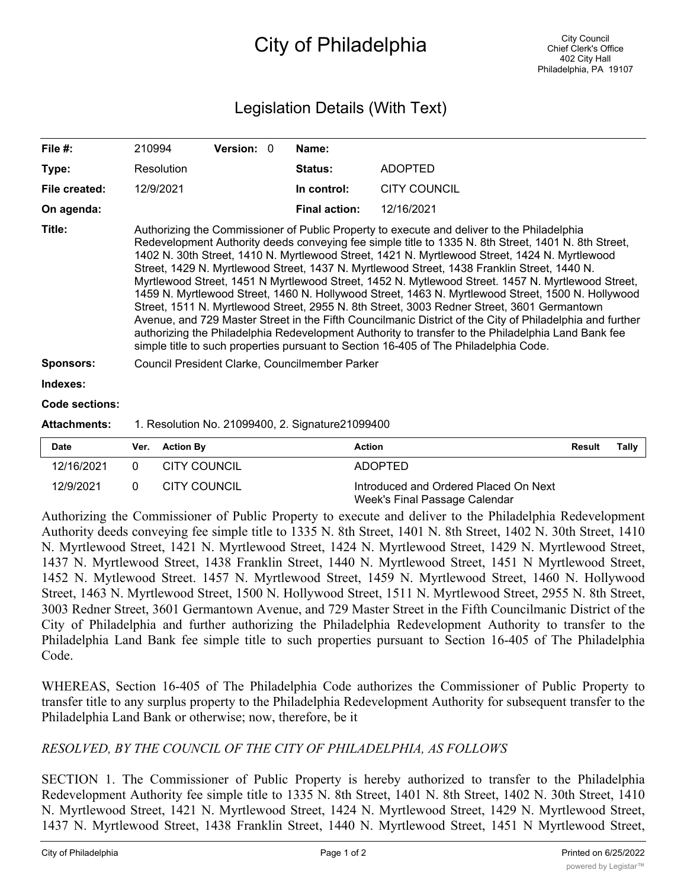# City of Philadelphia

City Council
Chief Clerk's Office
402 City Hall
Philadelphia, PA 19107

## Legislation Details (With Text)

| | | | | | |
|---|---|---|---|---|---|
| **File #:** | 210994 | **Version:** | 0 | **Name:** | |
| **Type:** | Resolution | | | **Status:** | ADOPTED |
| **File created:** | 12/9/2021 | | | **In control:** | CITY COUNCIL |
| **On agenda:** | | | | **Final action:** | 12/16/2021 |

**Title:** Authorizing the Commissioner of Public Property to execute and deliver to the Philadelphia Redevelopment Authority deeds conveying fee simple title to 1335 N. 8th Street, 1401 N. 8th Street, 1402 N. 30th Street, 1410 N. Myrtlewood Street, 1421 N. Myrtlewood Street, 1424 N. Myrtlewood Street, 1429 N. Myrtlewood Street, 1437 N. Myrtlewood Street, 1438 Franklin Street, 1440 N. Myrtlewood Street, 1451 N Myrtlewood Street, 1452 N. Mytlewood Street. 1457 N. Myrtlewood Street, 1459 N. Myrtlewood Street, 1460 N. Hollywood Street, 1463 N. Myrtlewood Street, 1500 N. Hollywood Street, 1511 N. Myrtlewood Street, 2955 N. 8th Street, 3003 Redner Street, 3601 Germantown Avenue, and 729 Master Street in the Fifth Councilmanic District of the City of Philadelphia and further authorizing the Philadelphia Redevelopment Authority to transfer to the Philadelphia Land Bank fee simple title to such properties pursuant to Section 16-405 of The Philadelphia Code.

**Sponsors:** Council President Clarke, Councilmember Parker

**Indexes:**

**Code sections:**

**Attachments:** 1. Resolution No. 21099400, 2. Signature21099400

| Date | Ver. | Action By | Action | Result | Tally |
|---|---|---|---|---|---|
| 12/16/2021 | 0 | CITY COUNCIL | ADOPTED | | |
| 12/9/2021 | 0 | CITY COUNCIL | Introduced and Ordered Placed On Next Week's Final Passage Calendar | | |

Authorizing the Commissioner of Public Property to execute and deliver to the Philadelphia Redevelopment Authority deeds conveying fee simple title to 1335 N. 8th Street, 1401 N. 8th Street, 1402 N. 30th Street, 1410 N. Myrtlewood Street, 1421 N. Myrtlewood Street, 1424 N. Myrtlewood Street, 1429 N. Myrtlewood Street, 1437 N. Myrtlewood Street, 1438 Franklin Street, 1440 N. Myrtlewood Street, 1451 N Myrtlewood Street, 1452 N. Mytlewood Street. 1457 N. Myrtlewood Street, 1459 N. Myrtlewood Street, 1460 N. Hollywood Street, 1463 N. Myrtlewood Street, 1500 N. Hollywood Street, 1511 N. Myrtlewood Street, 2955 N. 8th Street, 3003 Redner Street, 3601 Germantown Avenue, and 729 Master Street in the Fifth Councilmanic District of the City of Philadelphia and further authorizing the Philadelphia Redevelopment Authority to transfer to the Philadelphia Land Bank fee simple title to such properties pursuant to Section 16-405 of The Philadelphia Code.

WHEREAS, Section 16-405 of The Philadelphia Code authorizes the Commissioner of Public Property to transfer title to any surplus property to the Philadelphia Redevelopment Authority for subsequent transfer to the Philadelphia Land Bank or otherwise; now, therefore, be it

*RESOLVED, BY THE COUNCIL OF THE CITY OF PHILADELPHIA, AS FOLLOWS*

SECTION 1. The Commissioner of Public Property is hereby authorized to transfer to the Philadelphia Redevelopment Authority fee simple title to 1335 N. 8th Street, 1401 N. 8th Street, 1402 N. 30th Street, 1410 N. Myrtlewood Street, 1421 N. Myrtlewood Street, 1424 N. Myrtlewood Street, 1429 N. Myrtlewood Street, 1437 N. Myrtlewood Street, 1438 Franklin Street, 1440 N. Myrtlewood Street, 1451 N Myrtlewood Street,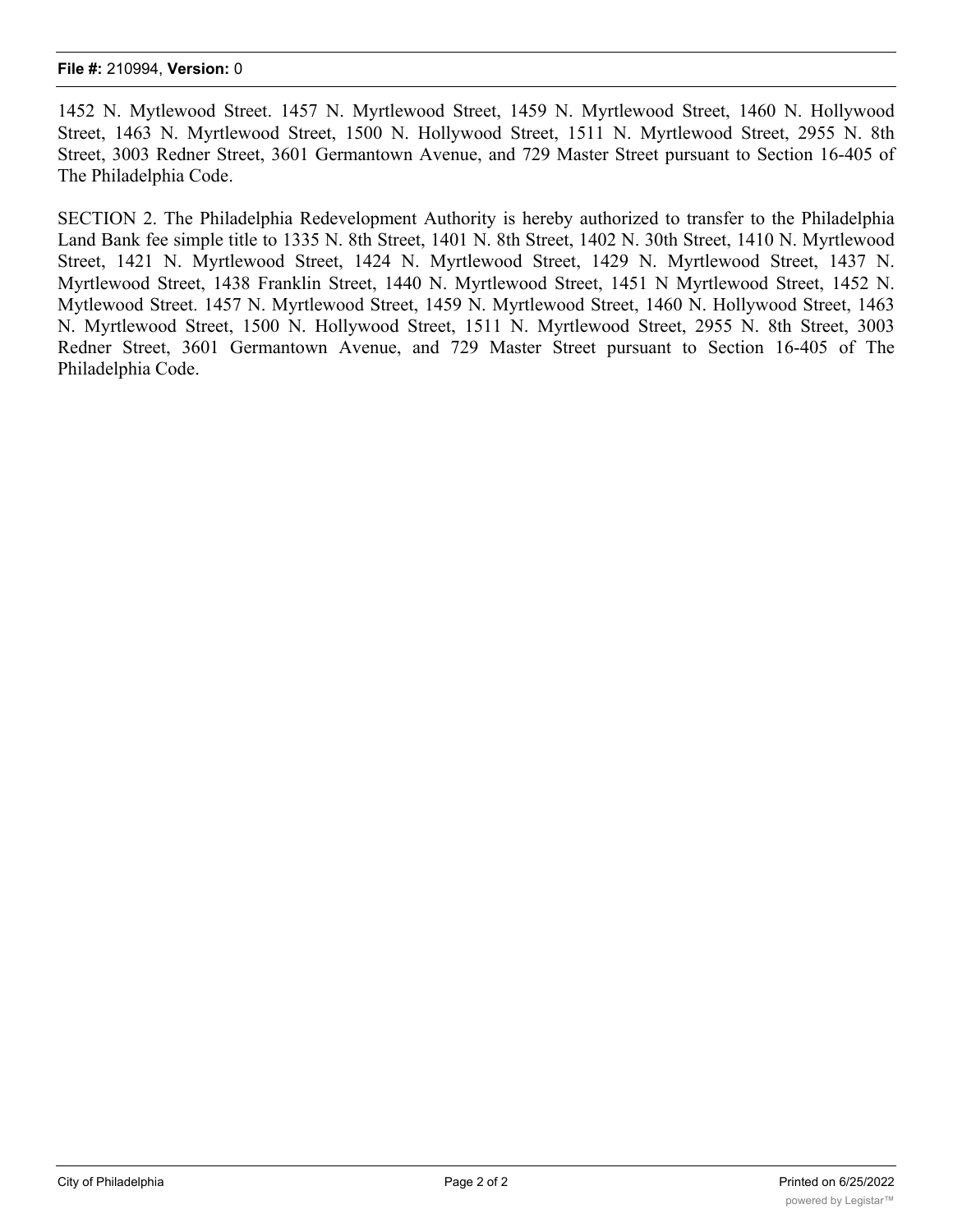1452 N. Mytlewood Street. 1457 N. Myrtlewood Street, 1459 N. Myrtlewood Street, 1460 N. Hollywood Street, 1463 N. Myrtlewood Street, 1500 N. Hollywood Street, 1511 N. Myrtlewood Street, 2955 N. 8th Street, 3003 Redner Street, 3601 Germantown Avenue, and 729 Master Street pursuant to Section 16-405 of The Philadelphia Code.

SECTION 2. The Philadelphia Redevelopment Authority is hereby authorized to transfer to the Philadelphia Land Bank fee simple title to 1335 N. 8th Street, 1401 N. 8th Street, 1402 N. 30th Street, 1410 N. Myrtlewood Street, 1421 N. Myrtlewood Street, 1424 N. Myrtlewood Street, 1429 N. Myrtlewood Street, 1437 N. Myrtlewood Street, 1438 Franklin Street, 1440 N. Myrtlewood Street, 1451 N Myrtlewood Street, 1452 N. Mytlewood Street. 1457 N. Myrtlewood Street, 1459 N. Myrtlewood Street, 1460 N. Hollywood Street, 1463 N. Myrtlewood Street, 1500 N. Hollywood Street, 1511 N. Myrtlewood Street, 2955 N. 8th Street, 3003 Redner Street, 3601 Germantown Avenue, and 729 Master Street pursuant to Section 16-405 of The Philadelphia Code.